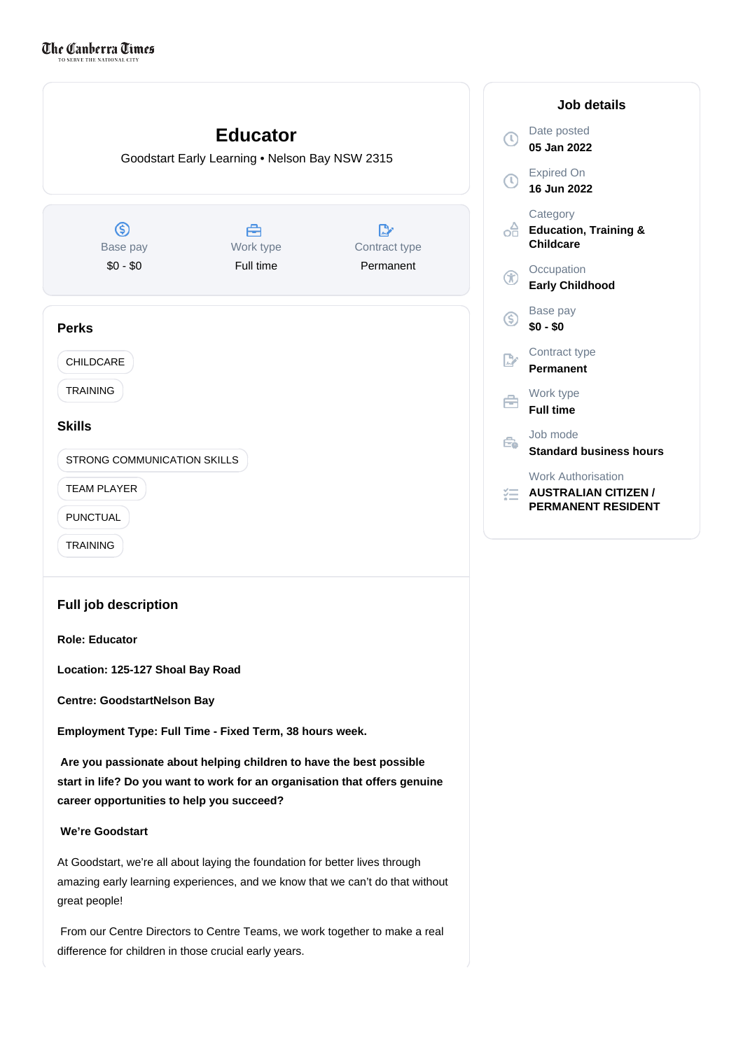The Canberra Times
TO SERVE THE NATIONAL CITY

# Educator

Goodstart Early Learning • Nelson Bay NSW 2315

| Base pay | Work type | Contract type |
|---|---|---|
| $0 - $0 | Full time | Permanent |

## Job details

Date posted
**05 Jan 2022**

Expired On
**16 Jun 2022**

Category
**Education, Training & Childcare**

Occupation
**Early Childhood**

Base pay
**$0 - $0**

Contract type
**Permanent**

Work type
**Full time**

Job mode
**Standard business hours**

Work Authorisation
**AUSTRALIAN CITIZEN / PERMANENT RESIDENT**

### Perks

- CHILDCARE
- TRAINING

### Skills

- STRONG COMMUNICATION SKILLS
- TEAM PLAYER
- PUNCTUAL
- TRAINING

### Full job description

**Role: Educator**

**Location: 125-127 Shoal Bay Road**

**Centre: GoodstartNelson Bay**

**Employment Type: Full Time - Fixed Term, 38 hours week.**

**Are you passionate about helping children to have the best possible start in life? Do you want to work for an organisation that offers genuine career opportunities to help you succeed?**

**We're Goodstart**

At Goodstart, we're all about laying the foundation for better lives through amazing early learning experiences, and we know that we can't do that without great people!

From our Centre Directors to Centre Teams, we work together to make a real difference for children in those crucial early years.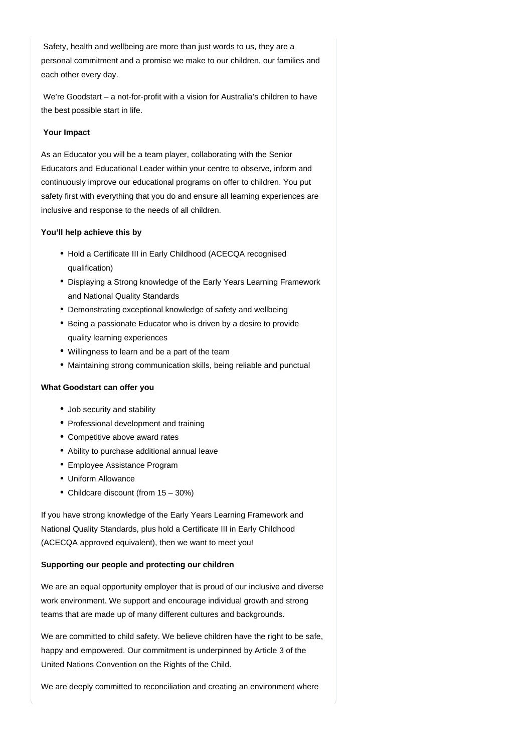Safety, health and wellbeing are more than just words to us, they are a personal commitment and a promise we make to our children, our families and each other every day.

We're Goodstart – a not-for-profit with a vision for Australia's children to have the best possible start in life.

**Your Impact**

As an Educator you will be a team player, collaborating with the Senior Educators and Educational Leader within your centre to observe, inform and continuously improve our educational programs on offer to children. You put safety first with everything that you do and ensure all learning experiences are inclusive and response to the needs of all children.

**You'll help achieve this by**

- Hold a Certificate III in Early Childhood (ACECQA recognised qualification)
- Displaying a Strong knowledge of the Early Years Learning Framework and National Quality Standards
- Demonstrating exceptional knowledge of safety and wellbeing
- Being a passionate Educator who is driven by a desire to provide quality learning experiences
- Willingness to learn and be a part of the team
- Maintaining strong communication skills, being reliable and punctual

**What Goodstart can offer you**

- Job security and stability
- Professional development and training
- Competitive above award rates
- Ability to purchase additional annual leave
- Employee Assistance Program
- Uniform Allowance
- Childcare discount (from 15 – 30%)

If you have strong knowledge of the Early Years Learning Framework and National Quality Standards, plus hold a Certificate III in Early Childhood (ACECQA approved equivalent), then we want to meet you!

**Supporting our people and protecting our children**

We are an equal opportunity employer that is proud of our inclusive and diverse work environment. We support and encourage individual growth and strong teams that are made up of many different cultures and backgrounds.

We are committed to child safety. We believe children have the right to be safe, happy and empowered. Our commitment is underpinned by Article 3 of the United Nations Convention on the Rights of the Child.

We are deeply committed to reconciliation and creating an environment where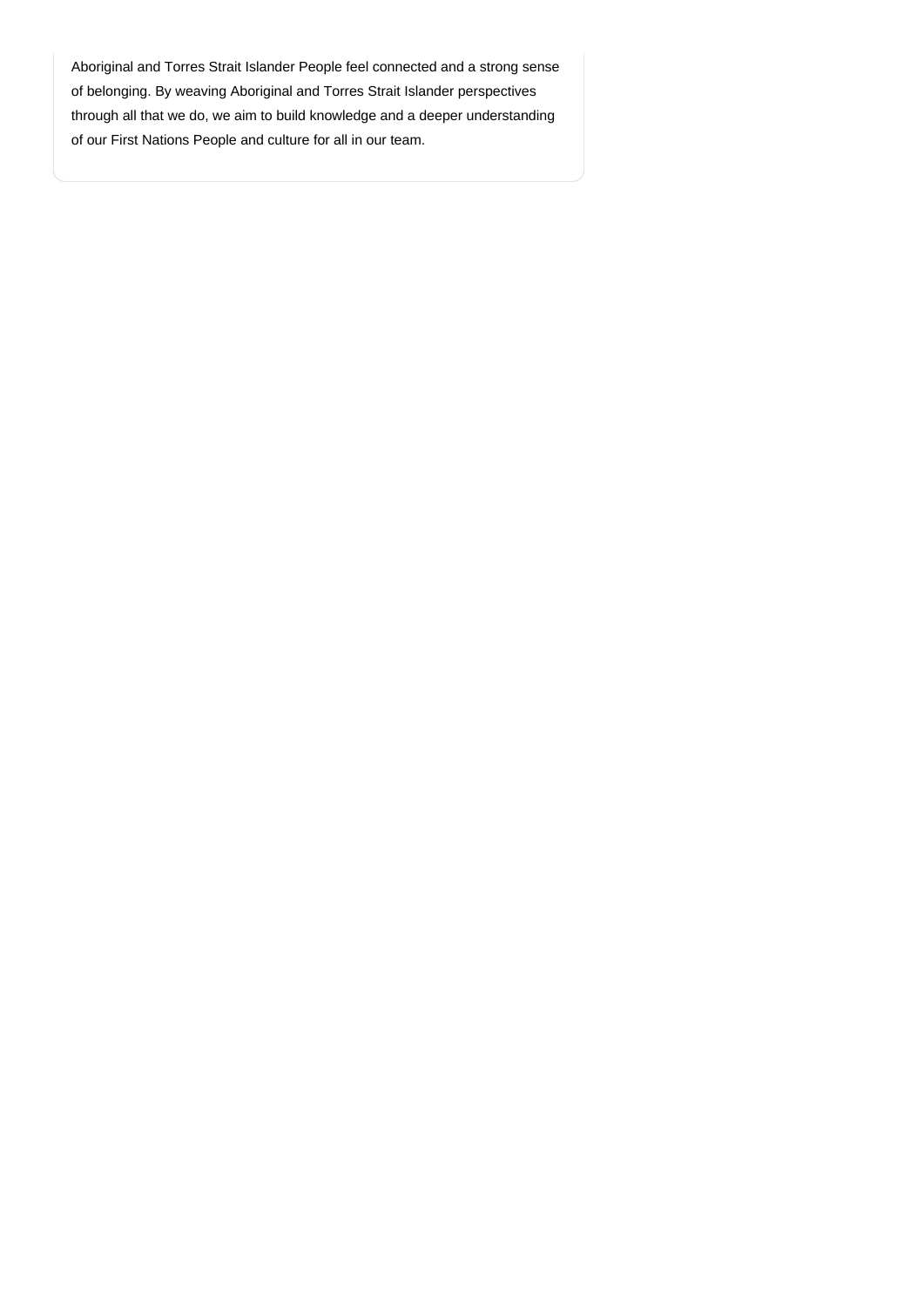Aboriginal and Torres Strait Islander People feel connected and a strong sense of belonging. By weaving Aboriginal and Torres Strait Islander perspectives through all that we do, we aim to build knowledge and a deeper understanding of our First Nations People and culture for all in our team.